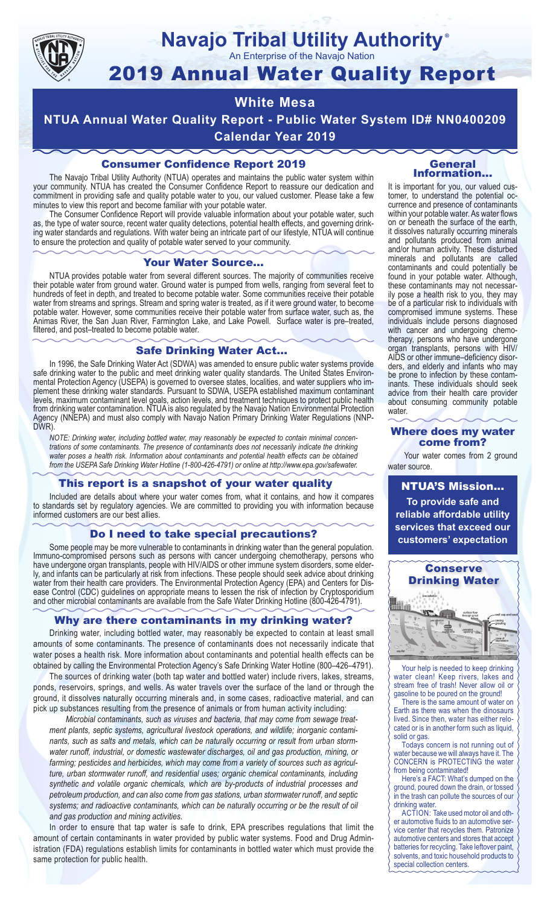# Navajo Tribal Utility Authority®

An Enterprise of the Navajo Nation

# 2019 Annual Water Quality Report

## White Mesa

## NTUA Annual Water Quality Report - Public Water System ID# NN0400209

## Calendar Year 2019

### Consumer Confidence Report 2019

The Navajo Tribal Utility Authority (NTUA) operates and maintains the public water system within your community. NTUA has created the Consumer Confidence Report to reassure our dedication and commitment in providing safe and quality potable water to you, our valued customer. Please take a few minutes to view this report and become familiar with your potable water.

The Consumer Confidence Report will provide valuable information about your potable water, such as, the type of water source, recent water quality detections, potential health effects, and governing drinking water standards and regulations. With water being an intricate part of our lifestyle, NTUA will continue to ensure the protection and quality of potable water served to your community.

### Your Water Source…

NTUA provides potable water from several different sources. The majority of communities receive their potable water from ground water. Ground water is pumped from wells, ranging from several feet to hundreds of feet in depth, and treated to become potable water. Some communities receive their potable water from streams and springs. Stream and spring water is treated, as if it were ground water, to become potable water. However, some communities receive their potable water from surface water, such as, the Animas River, the San Juan River, Farmington Lake, and Lake Powell. Surface water is pre–treated, filtered, and post–treated to become potable water.

### Safe Drinking Water Act…

In 1996, the Safe Drinking Water Act (SDWA) was amended to ensure public water systems provide safe drinking water to the public and meet drinking water quality standards. The United States Environmental Protection Agency (USEPA) is governed to oversee states, localities, and water suppliers who implement these drinking water standards. Pursuant to SDWA, USEPA established maximum contaminant levels, maximum contaminant level goals, action levels, and treatment techniques to protect public health from drinking water contamination. NTUA is also regulated by the Navajo Nation Environmental Protection Agency (NNEPA) and must also comply with Navajo Nation Primary Drinking Water Regulations (NNPDWR).

*NOTE: Drinking water, including bottled water, may reasonably be expected to contain minimal concentrations of some contaminants. The presence of contaminants does not necessarily indicate the drinking water poses a health risk. Information about contaminants and potential health effects can be obtained from the USEPA Safe Drinking Water Hotline (1-800-426-4791) or online at http://www.epa.gov/safewater.*

### This report is a snapshot of your water quality

Included are details about where your water comes from, what it contains, and how it compares to standards set by regulatory agencies. We are committed to providing you with information because informed customers are our best allies.

### Do I need to take special precautions?

Some people may be more vulnerable to contaminants in drinking water than the general population. Immuno-compromised persons such as persons with cancer undergoing chemotherapy, persons who have undergone organ transplants, people with HIV/AIDS or other immune system disorders, some elderly, and infants can be particularly at risk from infections. These people should seek advice about drinking water from their health care providers. The Environmental Protection Agency (EPA) and Centers for Disease Control (CDC) guidelines on appropriate means to lessen the risk of infection by Cryptosporidium and other microbial contaminants are available from the Safe Water Drinking Hotline (800-426-4791).

### Why are there contaminants in my drinking water?

Drinking water, including bottled water, may reasonably be expected to contain at least small amounts of some contaminants. The presence of contaminants does not necessarily indicate that water poses a health risk. More information about contaminants and potential health effects can be obtained by calling the Environmental Protection Agency's Safe Drinking Water Hotline (800–426–4791).

The sources of drinking water (both tap water and bottled water) include rivers, lakes, streams, ponds, reservoirs, springs, and wells. As water travels over the surface of the land or through the ground, it dissolves naturally occurring minerals and, in some cases, radioactive material, and can pick up substances resulting from the presence of animals or from human activity including:

*Microbial contaminants, such as viruses and bacteria, that may come from sewage treatment plants, septic systems, agricultural livestock operations, and wildlife; inorganic contaminants, such as salts and metals, which can be naturally occurring or result from urban stormwater runoff, industrial, or domestic wastewater discharges, oil and gas production, mining, or farming; pesticides and herbicides, which may come from a variety of sources such as agriculture, urban stormwater runoff, and residential uses; organic chemical contaminants, including synthetic and volatile organic chemicals, which are by-products of industrial processes and petroleum production, and can also come from gas stations, urban stormwater runoff, and septic systems; and radioactive contaminants, which can be naturally occurring or be the result of oil and gas production and mining activities.*

In order to ensure that tap water is safe to drink, EPA prescribes regulations that limit the amount of certain contaminants in water provided by public water systems. Food and Drug Administration (FDA) regulations establish limits for contaminants in bottled water which must provide the same protection for public health.

### General Information…

It is important for you, our valued customer, to understand the potential occurrence and presence of contaminants within your potable water. As water flows on or beneath the surface of the earth, it dissolves naturally occurring minerals and pollutants produced from animal and/or human activity. These disturbed minerals and pollutants are called contaminants and could potentially be found in your potable water. Although, these contaminants may not necessarily pose a health risk to you, they may be of a particular risk to individuals with compromised immune systems. These individuals include persons diagnosed with cancer and undergoing chemotherapy, persons who have undergone organ transplants, persons with HIV/AIDS or other immune–deficiency disorders, and elderly and infants who may be prone to infection by these contaminants. These individuals should seek advice from their health care provider about consuming community potable water.

### Where does my water come from?

Your water comes from 2 ground water source.

### NTUA'S Mission…

**To provide safe and reliable affordable utility services that exceed our customers' expectation**

### Conserve Drinking Water

Your help is needed to keep drinking water clean! Keep rivers, lakes and stream free of trash! Never allow oil or gasoline to be poured on the ground!

There is the same amount of water on Earth as there was when the dinosaurs lived. Since then, water has either relocated or is in another form such as liquid, solid or gas.

Todays concern is not running out of water because we will always have it. The CONCERN is PROTECTING the water from being contaminated!

Here's a FACT: What's dumped on the ground, poured down the drain, or tossed in the trash can pollute the sources of our drinking water.

ACTION: Take used motor oil and other automotive fluids to an automotive service center that recycles them. Patronize automotive centers and stores that accept batteries for recycling. Take leftover paint, solvents, and toxic household products to special collection centers.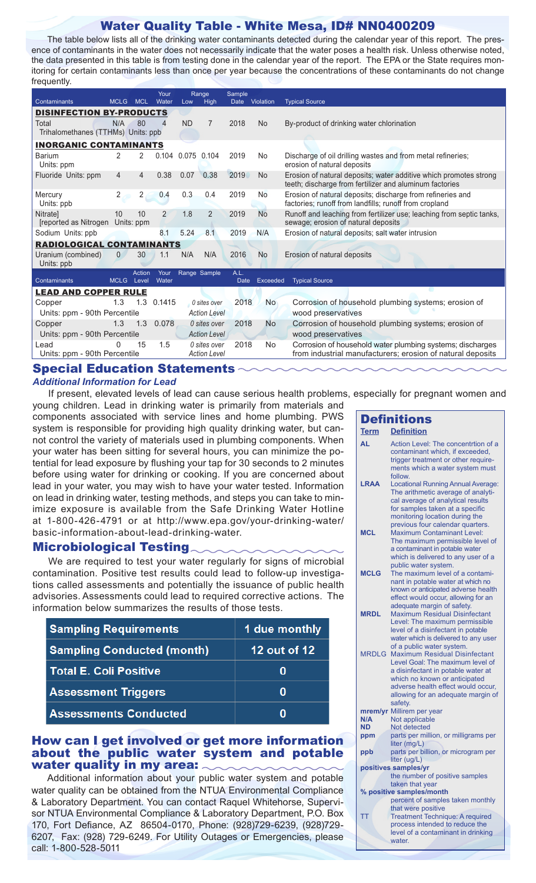# Water Quality Table - White Mesa, ID# NN0400209

The table below lists all of the drinking water contaminants detected during the calendar year of this report. The presence of contaminants in the water does not necessarily indicate that the water poses a health risk. Unless otherwise noted, the data presented in this table is from testing done in the calendar year of the report. The EPA or the State requires monitoring for certain contaminants less than once per year because the concentrations of these contaminants do not change frequently.

| Contaminants | MCLG | MCL | Your Water | Range Low | Range High | Sample Date | Violation | Typical Source |
|---|---|---|---|---|---|---|---|---|
| **DISINFECTION BY-PRODUCTS** | | | | | | | | |
| Total Trihalomethanes (TTHMs) Units: ppb | N/A | 80 | 4 | ND | 7 | 2018 | No | By-product of drinking water chlorination |
| **INORGANIC CONTAMINANTS** | | | | | | | | |
| Barium Units: ppm | 2 | 2 | 0.104 | 0.075 | 0.104 | 2019 | No | Discharge of oil drilling wastes and from metal refineries; erosion of natural deposits |
| Fluoride Units: ppm | 4 | 4 | 0.38 | 0.07 | 0.38 | 2019 | No | Erosion of natural deposits; water additive which promotes strong teeth; discharge from fertilizer and aluminum factories |
| Mercury Units: ppb | 2 | 2 | 0.4 | 0.3 | 0.4 | 2019 | No | Erosion of natural deposits; discharge from refineries and factories; runoff from landfills; runoff from cropland |
| Nitrate] [reported as Nitrogen Units: ppm | 10 | 10 | 2 | 1.8 | 2 | 2019 | No | Runoff and leaching from fertilizer use; leaching from septic tanks, sewage; erosion of natural deposits |
| Sodium Units: ppb | | | 8.1 | 5.24 | 8.1 | 2019 | N/A | Erosion of natural deposits; salt water intrusion |
| **RADIOLOGICAL CONTAMINANTS** | | | | | | | | |
| Uranium (combined) Units: ppb | 0 | 30 | 1.1 | N/A | N/A | 2016 | No | Erosion of natural deposits |

| Contaminants | MCLG | Action Level | Your Water | Range Sample | A.L. Date | Exceeded | Typical Source |
|---|---|---|---|---|---|---|---|
| **LEAD AND COPPER RULE** | | | | | | | |
| Copper Units: ppm - 90th Percentile | 1.3 | 1.3 | 0.1415 | *0 sites over Action Level* | 2018 | No | Corrosion of household plumbing systems; erosion of wood preservatives |
| Copper Units: ppm - 90th Percentile | 1.3 | 1.3 | 0.078 | *0 sites over Action Level* | 2018 | No | Corrosion of household plumbing systems; erosion of wood preservatives |
| Lead Units: ppm - 90th Percentile | 0 | 15 | 1.5 | *0 sites over Action Level* | 2018 | No | Corrosion of household water plumbing systems; discharges from industrial manufacturers; erosion of natural deposits |

## Special Education Statements

### *Additional Information for Lead*

If present, elevated levels of lead can cause serious health problems, especially for pregnant women and young children. Lead in drinking water is primarily from materials and components associated with service lines and home plumbing. PWS system is responsible for providing high quality drinking water, but cannot control the variety of materials used in plumbing components. When your water has been sitting for several hours, you can minimize the potential for lead exposure by flushing your tap for 30 seconds to 2 minutes before using water for drinking or cooking. If you are concerned about lead in your water, you may wish to have your water tested. Information on lead in drinking water, testing methods, and steps you can take to minimize exposure is available from the Safe Drinking Water Hotline at 1-800-426-4791 or at http://www.epa.gov/your-drinking-water/basic-information-about-lead-drinking-water.

## Microbiological Testing

We are required to test your water regularly for signs of microbial contamination. Positive test results could lead to follow-up investigations called assessments and potentially the issuance of public health advisories. Assessments could lead to required corrective actions. The information below summarizes the results of those tests.

| | |
|---|---|
| **Sampling Requirements** | **1 due monthly** |
| **Sampling Conducted (month)** | **12 out of 12** |
| **Total E. Coli Positive** | **0** |
| **Assessment Triggers** | **0** |
| **Assessments Conducted** | **0** |

## How can I get involved or get more information about the public water system and potable water quality in my area:

Additional information about your public water system and potable water quality can be obtained from the NTUA Environmental Compliance & Laboratory Department. You can contact Raquel Whitehorse, Supervisor NTUA Environmental Compliance & Laboratory Department, P.O. Box 170, Fort Defiance, AZ 86504-0170, Phone: (928)729-6239, (928)729-6207, Fax: (928) 729-6249. For Utility Outages or Emergencies, please call: 1-800-528-5011

## Definitions

| Term | Definition |
|---|---|
| **AL** | Action Level: The concentrtion of a contaminant which, if exceeded, trigger treatment or other requirements which a water system must follow. |
| **LRAA** | Locational Running Annual Average: The arithmetic average of analytical results for samples taken at a specific monitoring location during the previous four calendar quarters. |
| **MCL** | Maximum Contaminant Level: The maximum permissible level of a contaminant in potable water which is delivered to any user of a public water system. |
| **MCLG** | The maximum level of a contaminant in potable water at which no known or anticipated adverse health effect would occur, allowing for an adequate margin of safety. |
| **MRDL** | Maximum Residual Disinfectant Level: The maximum permissible level of a disinfectant in potable water which is delivered to any user of a public water system. |
| **MRDLG** | Maximum Residual Disinfectant Level Goal: The maximum level of a disinfectant in potable water at which no known or anticipated adverse health effect would occur, allowing for an adequate margin of safety. |
| **mrem/yr** | Millirem per year |
| **N/A** | Not applicable |
| **ND** | Not detected |
| **ppm** | parts per million, or milligrams per liter (mg/L) |
| **ppb** | parts per billion, or microgram per liter (ug/L) |
| **positives samples/yr** | the number of positive samples taken that year |
| **% positive samples/month** | percent of samples taken monthly that were positive |
| **TT** | Treatment Technique: A required process intended to reduce the level of a contaminant in drinking water. |